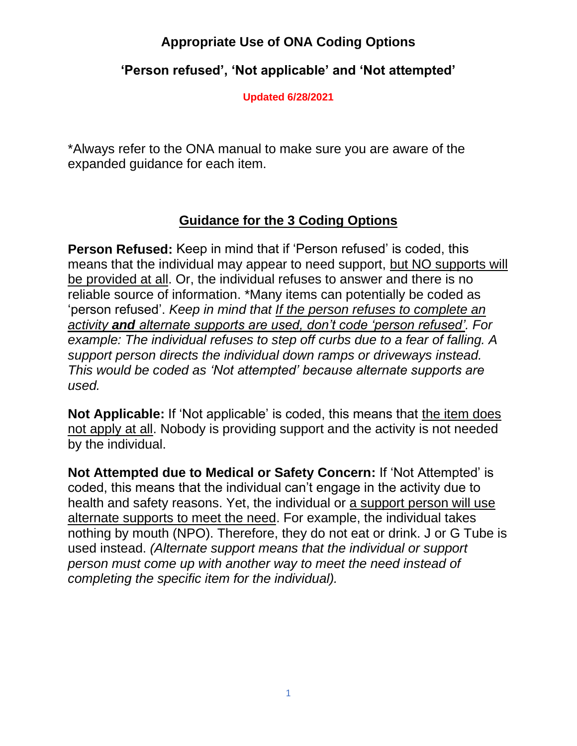# Appropriate Use of ONA Coding Options

## 'Person refused', 'Not applicable' and 'Not attempted'

**Updated 6/28/2021**

*Always refer to the ONA manual to make sure you are aware of the expanded guidance for each item.

## Guidance for the 3 Coding Options

**Person Refused:** Keep in mind that if 'Person refused' is coded, this means that the individual may appear to need support, but NO supports will be provided at all. Or, the individual refuses to answer and there is no reliable source of information. *Many items can potentially be coded as 'person refused'. *Keep in mind that If the person refuses to complete an activity **and** alternate supports are used, don't code 'person refused'. For example: The individual refuses to step off curbs due to a fear of falling. A support person directs the individual down ramps or driveways instead. This would be coded as 'Not attempted' because alternate supports are used.*

**Not Applicable:** If 'Not applicable' is coded, this means that the item does not apply at all. Nobody is providing support and the activity is not needed by the individual.

**Not Attempted due to Medical or Safety Concern:** If 'Not Attempted' is coded, this means that the individual can't engage in the activity due to health and safety reasons. Yet, the individual or a support person will use alternate supports to meet the need. For example, the individual takes nothing by mouth (NPO). Therefore, they do not eat or drink. J or G Tube is used instead. *(Alternate support means that the individual or support person must come up with another way to meet the need instead of completing the specific item for the individual).*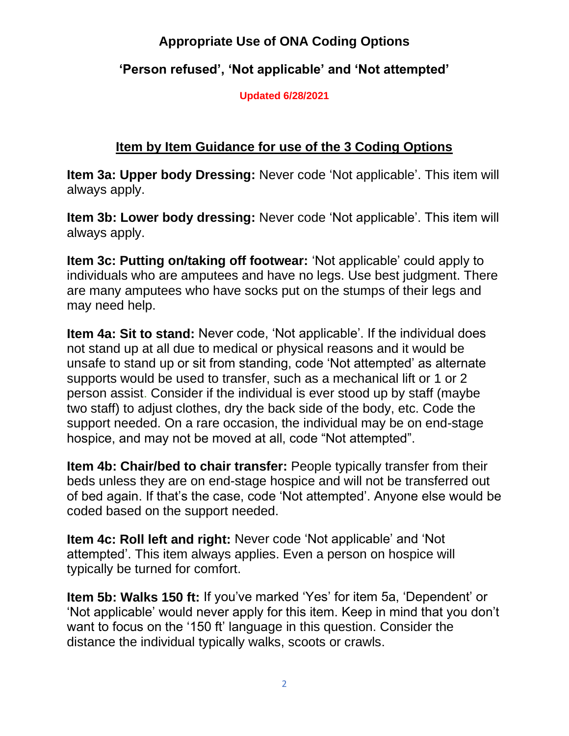# Appropriate Use of ONA Coding Options

## 'Person refused', 'Not applicable' and 'Not attempted'

**Updated 6/28/2021**

## Item by Item Guidance for use of the 3 Coding Options

**Item 3a: Upper body Dressing:** Never code 'Not applicable'. This item will always apply.

**Item 3b: Lower body dressing:** Never code 'Not applicable'. This item will always apply.

**Item 3c: Putting on/taking off footwear:** 'Not applicable' could apply to individuals who are amputees and have no legs. Use best judgment. There are many amputees who have socks put on the stumps of their legs and may need help.

**Item 4a: Sit to stand:** Never code, 'Not applicable'. If the individual does not stand up at all due to medical or physical reasons and it would be unsafe to stand up or sit from standing, code 'Not attempted' as alternate supports would be used to transfer, such as a mechanical lift or 1 or 2 person assist. Consider if the individual is ever stood up by staff (maybe two staff) to adjust clothes, dry the back side of the body, etc. Code the support needed. On a rare occasion, the individual may be on end-stage hospice, and may not be moved at all, code "Not attempted".

**Item 4b: Chair/bed to chair transfer:** People typically transfer from their beds unless they are on end-stage hospice and will not be transferred out of bed again. If that's the case, code 'Not attempted'. Anyone else would be coded based on the support needed.

**Item 4c: Roll left and right:** Never code 'Not applicable' and 'Not attempted'. This item always applies. Even a person on hospice will typically be turned for comfort.

**Item 5b: Walks 150 ft:** If you've marked 'Yes' for item 5a, 'Dependent' or 'Not applicable' would never apply for this item. Keep in mind that you don't want to focus on the '150 ft' language in this question. Consider the distance the individual typically walks, scoots or crawls.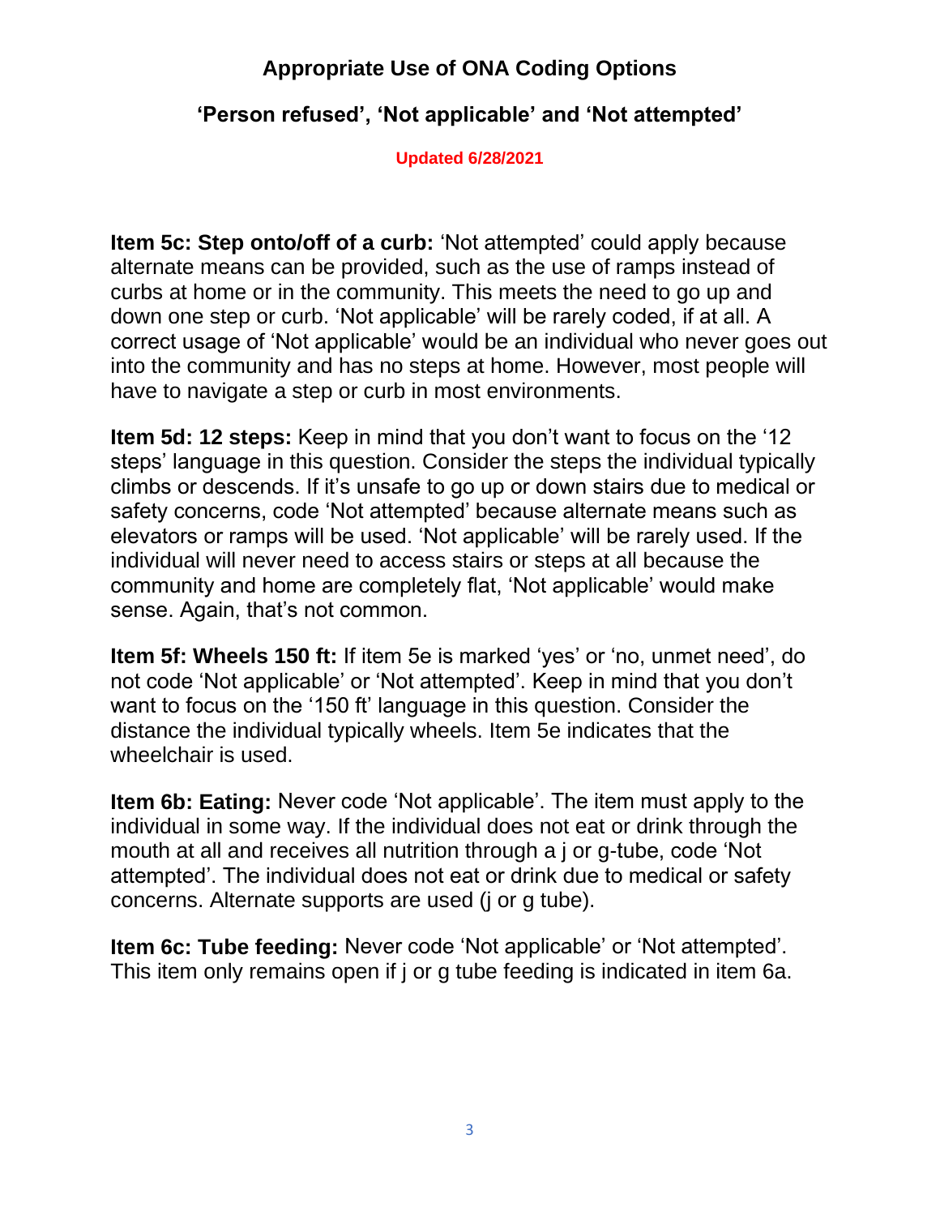## Appropriate Use of ONA Coding Options

### 'Person refused', 'Not applicable' and 'Not attempted'

**Updated 6/28/2021**

**Item 5c: Step onto/off of a curb:** 'Not attempted' could apply because alternate means can be provided, such as the use of ramps instead of curbs at home or in the community. This meets the need to go up and down one step or curb. 'Not applicable' will be rarely coded, if at all. A correct usage of 'Not applicable' would be an individual who never goes out into the community and has no steps at home. However, most people will have to navigate a step or curb in most environments.

**Item 5d: 12 steps:** Keep in mind that you don't want to focus on the '12 steps' language in this question. Consider the steps the individual typically climbs or descends. If it's unsafe to go up or down stairs due to medical or safety concerns, code 'Not attempted' because alternate means such as elevators or ramps will be used. 'Not applicable' will be rarely used. If the individual will never need to access stairs or steps at all because the community and home are completely flat, 'Not applicable' would make sense. Again, that's not common.

**Item 5f: Wheels 150 ft:** If item 5e is marked 'yes' or 'no, unmet need', do not code 'Not applicable' or 'Not attempted'. Keep in mind that you don't want to focus on the '150 ft' language in this question. Consider the distance the individual typically wheels. Item 5e indicates that the wheelchair is used.

**Item 6b: Eating:** Never code 'Not applicable'. The item must apply to the individual in some way. If the individual does not eat or drink through the mouth at all and receives all nutrition through a j or g-tube, code 'Not attempted'. The individual does not eat or drink due to medical or safety concerns. Alternate supports are used (j or g tube).

**Item 6c: Tube feeding:** Never code 'Not applicable' or 'Not attempted'. This item only remains open if j or g tube feeding is indicated in item 6a.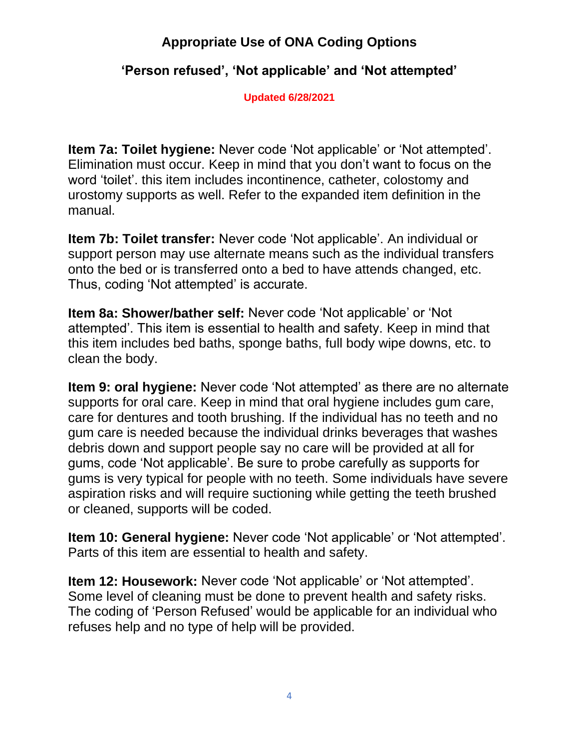## Appropriate Use of ONA Coding Options

### 'Person refused', 'Not applicable' and 'Not attempted'

**Updated 6/28/2021**

**Item 7a: Toilet hygiene:** Never code 'Not applicable' or 'Not attempted'. Elimination must occur. Keep in mind that you don't want to focus on the word 'toilet'. this item includes incontinence, catheter, colostomy and urostomy supports as well. Refer to the expanded item definition in the manual.

**Item 7b: Toilet transfer:** Never code 'Not applicable'. An individual or support person may use alternate means such as the individual transfers onto the bed or is transferred onto a bed to have attends changed, etc. Thus, coding 'Not attempted' is accurate.

**Item 8a: Shower/bather self:** Never code 'Not applicable' or 'Not attempted'. This item is essential to health and safety. Keep in mind that this item includes bed baths, sponge baths, full body wipe downs, etc. to clean the body.

**Item 9: oral hygiene:** Never code 'Not attempted' as there are no alternate supports for oral care. Keep in mind that oral hygiene includes gum care, care for dentures and tooth brushing. If the individual has no teeth and no gum care is needed because the individual drinks beverages that washes debris down and support people say no care will be provided at all for gums, code 'Not applicable'. Be sure to probe carefully as supports for gums is very typical for people with no teeth. Some individuals have severe aspiration risks and will require suctioning while getting the teeth brushed or cleaned, supports will be coded.

**Item 10: General hygiene:** Never code 'Not applicable' or 'Not attempted'. Parts of this item are essential to health and safety.

**Item 12: Housework:** Never code 'Not applicable' or 'Not attempted'. Some level of cleaning must be done to prevent health and safety risks. The coding of 'Person Refused' would be applicable for an individual who refuses help and no type of help will be provided.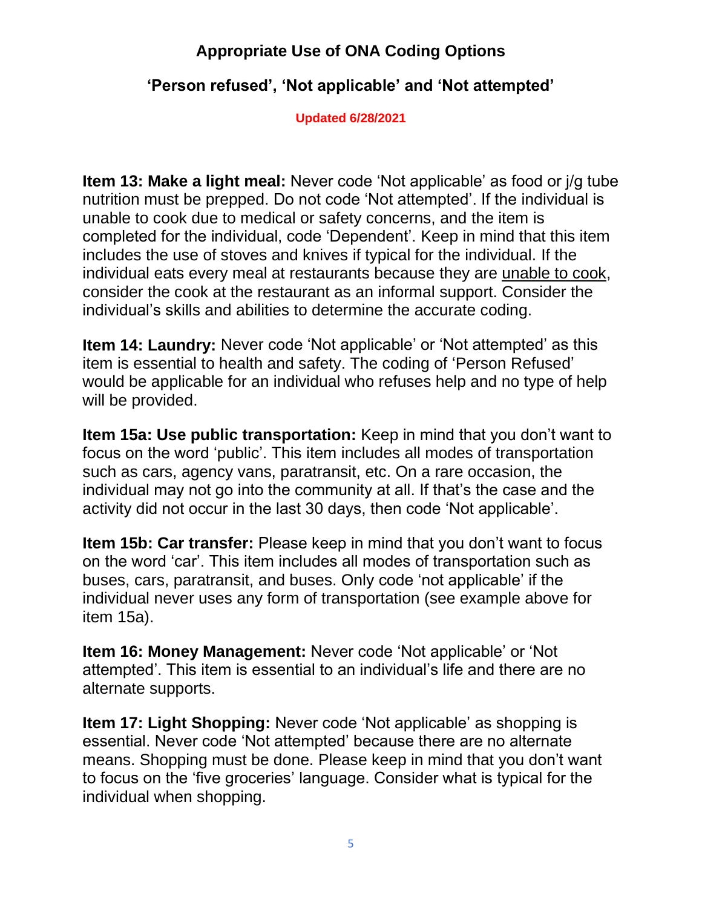# Appropriate Use of ONA Coding Options

## 'Person refused', 'Not applicable' and 'Not attempted'

**Updated 6/28/2021**

**Item 13: Make a light meal:** Never code 'Not applicable' as food or j/g tube nutrition must be prepped. Do not code 'Not attempted'. If the individual is unable to cook due to medical or safety concerns, and the item is completed for the individual, code 'Dependent'. Keep in mind that this item includes the use of stoves and knives if typical for the individual. If the individual eats every meal at restaurants because they are <u>unable to cook</u>, consider the cook at the restaurant as an informal support. Consider the individual's skills and abilities to determine the accurate coding.

**Item 14: Laundry:** Never code 'Not applicable' or 'Not attempted' as this item is essential to health and safety. The coding of 'Person Refused' would be applicable for an individual who refuses help and no type of help will be provided.

**Item 15a: Use public transportation:** Keep in mind that you don't want to focus on the word 'public'. This item includes all modes of transportation such as cars, agency vans, paratransit, etc. On a rare occasion, the individual may not go into the community at all. If that's the case and the activity did not occur in the last 30 days, then code 'Not applicable'.

**Item 15b: Car transfer:** Please keep in mind that you don't want to focus on the word 'car'. This item includes all modes of transportation such as buses, cars, paratransit, and buses. Only code 'not applicable' if the individual never uses any form of transportation (see example above for item 15a).

**Item 16: Money Management:** Never code 'Not applicable' or 'Not attempted'. This item is essential to an individual's life and there are no alternate supports.

**Item 17: Light Shopping:** Never code 'Not applicable' as shopping is essential. Never code 'Not attempted' because there are no alternate means. Shopping must be done. Please keep in mind that you don't want to focus on the 'five groceries' language. Consider what is typical for the individual when shopping.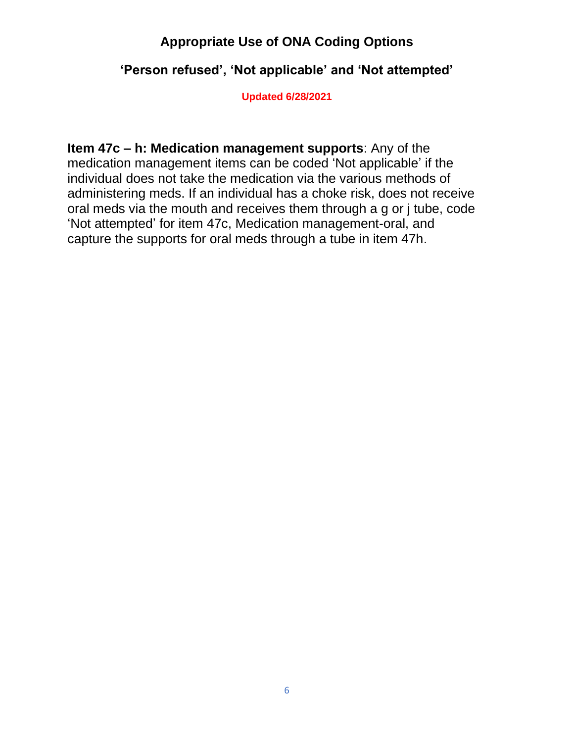# Appropriate Use of ONA Coding Options

## 'Person refused', 'Not applicable' and 'Not attempted'

**Updated 6/28/2021**

**Item 47c – h: Medication management supports**: Any of the medication management items can be coded 'Not applicable' if the individual does not take the medication via the various methods of administering meds. If an individual has a choke risk, does not receive oral meds via the mouth and receives them through a g or j tube, code 'Not attempted' for item 47c, Medication management-oral, and capture the supports for oral meds through a tube in item 47h.